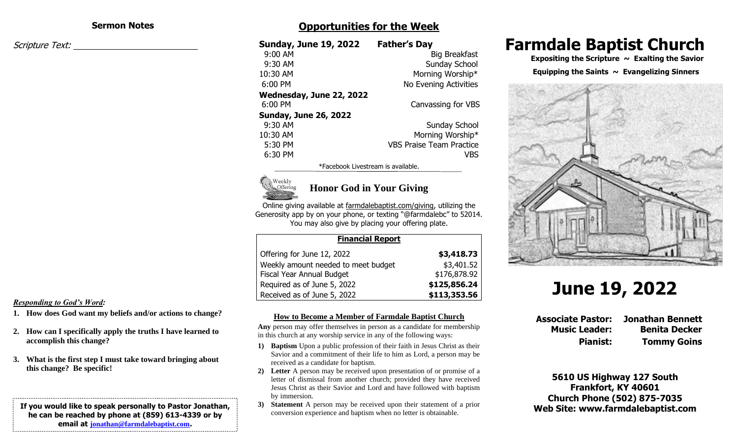## Sermon Notes

*Scripture Text:* \_\_\_\_\_\_\_\_\_\_\_\_\_\_\_\_\_\_\_\_\_\_\_\_\_\_

***Responding to God's Word:***

1. **How does God want my beliefs and/or actions to change?**
2. **How can I specifically apply the truths I have learned to accomplish this change?**
3. **What is the first step I must take toward bringing about this change? Be specific!**

**If you would like to speak personally to Pastor Jonathan, he can be reached by phone at (859) 613-4339 or by email at jonathan@farmdalebaptist.com.**

## Opportunities for the Week

**Sunday, June 19, 2022 Father's Day**

| | |
|---|---|
| 9:00 AM | Big Breakfast |
| 9:30 AM | Sunday School |
| 10:30 AM | Morning Worship* |
| 6:00 PM | No Evening Activities |

**Wednesday, June 22, 2022**

| | |
|---|---|
| 6:00 PM | Canvassing for VBS |

**Sunday, June 26, 2022**

| | |
|---|---|
| 9:30 AM | Sunday School |
| 10:30 AM | Morning Worship* |
| 5:30 PM | VBS Praise Team Practice |
| 6:30 PM | VBS |

*Facebook Livestream is available.

### Honor God in Your Giving

Online giving available at farmdalebaptist.com/giving, utilizing the Generosity app by on your phone, or texting "@farmdalebc" to 52014. You may also give by placing your offering plate.

| Financial Report | |
|---|---|
| Offering for June 12, 2022 | **$3,418.73** |
| Weekly amount needed to meet budget | $3,401.52 |
| Fiscal Year Annual Budget | $176,878.92 |
| Required as of June 5, 2022 | **$125,856.24** |
| Received as of June 5, 2022 | **$113,353.56** |

### How to Become a Member of Farmdale Baptist Church

**Any** person may offer themselves in person as a candidate for membership in this church at any worship service in any of the following ways:

1) **Baptism** Upon a public profession of their faith in Jesus Christ as their Savior and a commitment of their life to him as Lord, a person may be received as a candidate for baptism.
2) **Letter** A person may be received upon presentation of or promise of a letter of dismissal from another church; provided they have received Jesus Christ as their Savior and Lord and have followed with baptism by immersion.
3) **Statement** A person may be received upon their statement of a prior conversion experience and baptism when no letter is obtainable.

# Farmdale Baptist Church

**Expositing the Scripture ~ Exalting the Savior**

**Equipping the Saints ~ Evangelizing Sinners**

# June 19, 2022

**Associate Pastor:** **Jonathan Bennett**
**Music Leader:** **Benita Decker**
**Pianist:** **Tommy Goins**

**5610 US Highway 127 South**
**Frankfort, KY 40601**
**Church Phone (502) 875-7035**
**Web Site: www.farmdalebaptist.com**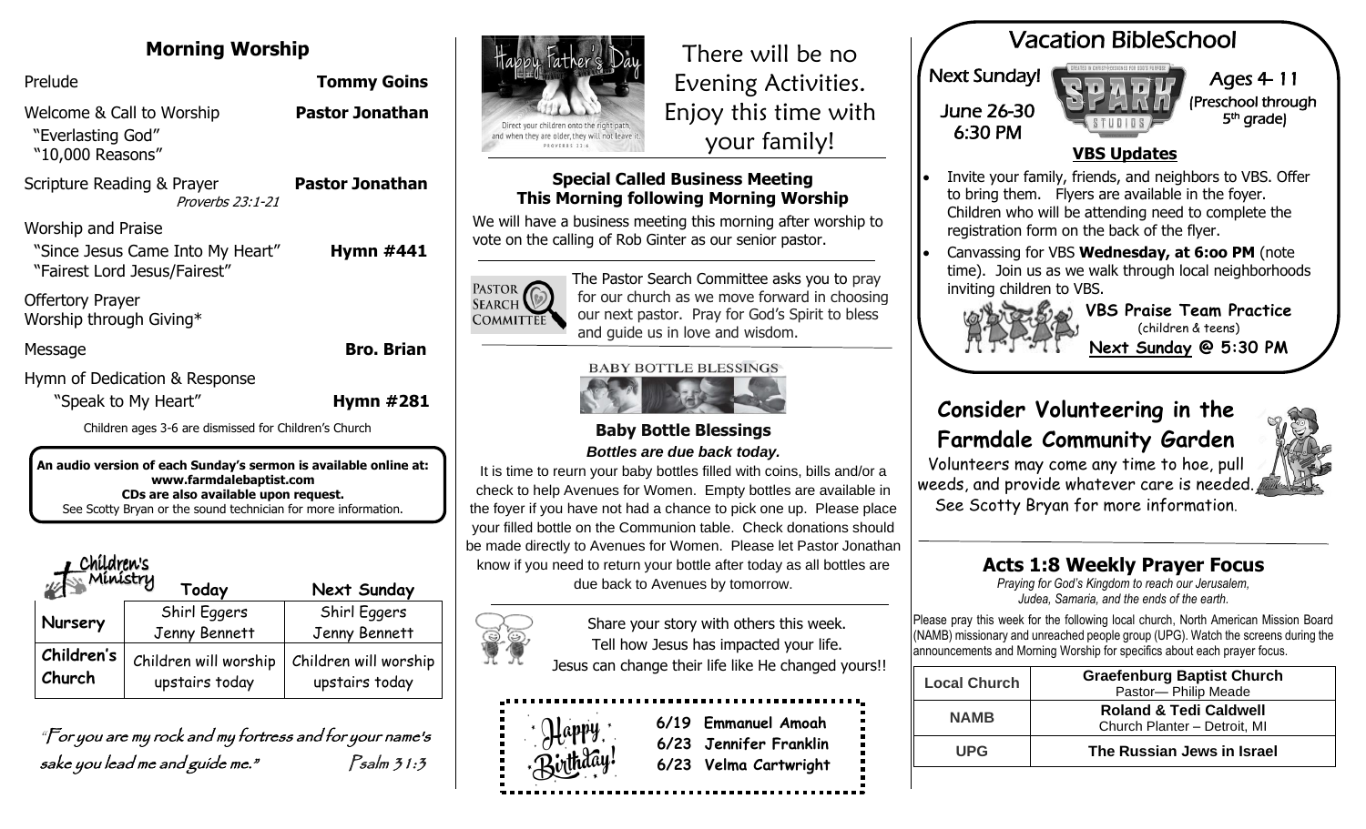## Morning Worship

Prelude **Tommy Goins**

Welcome & Call to Worship **Pastor Jonathan**
"Everlasting God"
"10,000 Reasons"

Scripture Reading & Prayer **Pastor Jonathan**
*Proverbs 23:1-21*

Worship and Praise
"Since Jesus Came Into My Heart" **Hymn #441**
"Fairest Lord Jesus/Fairest"

Offertory Prayer
Worship through Giving*

Message **Bro. Brian**

Hymn of Dedication & Response
"Speak to My Heart" **Hymn #281**

Children ages 3-6 are dismissed for Children's Church

**An audio version of each Sunday's sermon is available online at: www.farmdalebaptist.com**
**CDs are also available upon request.**
See Scotty Bryan or the sound technician for more information.

### Children's Ministry

| | Today | Next Sunday |
|---|---|---|
| Nursery | Shirl Eggers<br>Jenny Bennett | Shirl Eggers<br>Jenny Bennett |
| Children's Church | Children will worship upstairs today | Children will worship upstairs today |

*"For you are my rock and my fortress and for your name's sake you lead me and guide me."* Psalm 31:3

Happy Father's Day
Direct your children onto the right path, and when they are older, they will not leave it. Proverbs 22:6

There will be no Evening Activities. Enjoy this time with your family!

### Special Called Business Meeting This Morning following Morning Worship

We will have a business meeting this morning after worship to vote on the calling of Rob Ginter as our senior pastor.

PASTOR SEARCH COMMITTEE

The Pastor Search Committee asks you to pray for our church as we move forward in choosing our next pastor. Pray for God's Spirit to bless and guide us in love and wisdom.

BABY BOTTLE BLESSINGS

### Baby Bottle Blessings
***Bottles are due back today.***

It is time to reurn your baby bottles filled with coins, bills and/or a check to help Avenues for Women. Empty bottles are available in the foyer if you have not had a chance to pick one up. Please place your filled bottle on the Communion table. Check donations should be made directly to Avenues for Women. Please let Pastor Jonathan know if you need to return your bottle after today as all bottles are due back to Avenues by tomorrow.

Share your story with others this week.
Tell how Jesus has impacted your life.
Jesus can change their life like He changed yours!!

Happy Birthday!
6/19 Emmanuel Amoah
6/23 Jennifer Franklin
6/23 Velma Cartwright

## Vacation BibleSchool

Next Sunday!
June 26-30
6:30 PM

SPARK STUDIOS

Ages 4-11
(Preschool through 5th grade)

### VBS Updates

- Invite your family, friends, and neighbors to VBS. Offer to bring them. Flyers are available in the foyer. Children who will be attending need to complete the registration form on the back of the flyer.
- Canvassing for VBS **Wednesday, at 6:oo PM** (note time). Join us as we walk through local neighborhoods inviting children to VBS.

**VBS Praise Team Practice**
(children & teens)
**Next Sunday @ 5:30 PM**

## Consider Volunteering in the Farmdale Community Garden

Volunteers may come any time to hoe, pull weeds, and provide whatever care is needed. See Scotty Bryan for more information.

## Acts 1:8 Weekly Prayer Focus

*Praying for God's Kingdom to reach our Jerusalem, Judea, Samaria, and the ends of the earth.*

Please pray this week for the following local church, North American Mission Board (NAMB) missionary and unreached people group (UPG). Watch the screens during the announcements and Morning Worship for specifics about each prayer focus.

| | |
|---|---|
| **Local Church** | **Graefenburg Baptist Church**<br>Pastor— Philip Meade |
| **NAMB** | **Roland & Tedi Caldwell**<br>Church Planter – Detroit, MI |
| **UPG** | **The Russian Jews in Israel** |